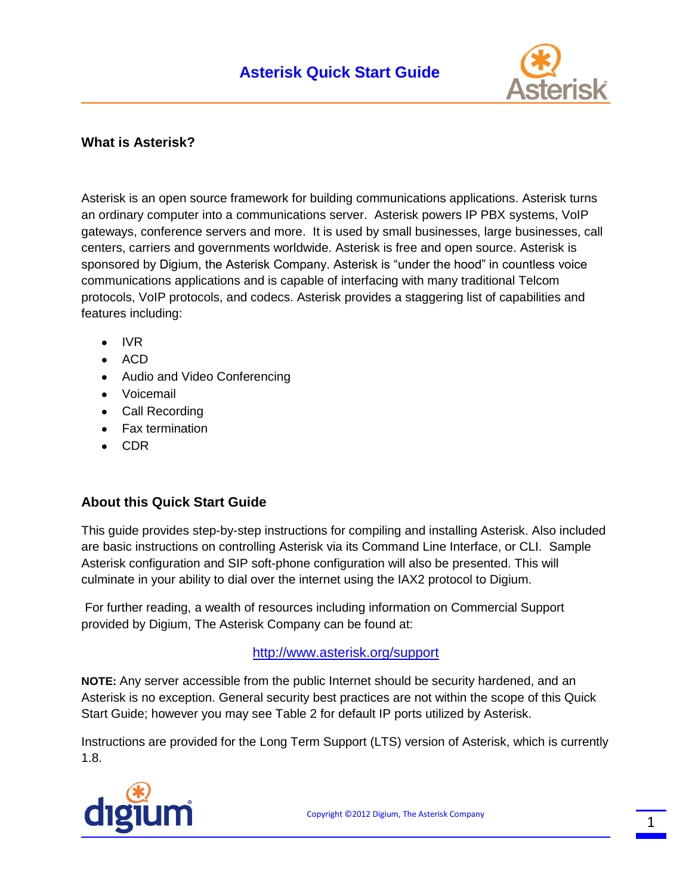# Asterisk Quick Start Guide

## What is Asterisk?

Asterisk is an open source framework for building communications applications. Asterisk turns an ordinary computer into a communications server. Asterisk powers IP PBX systems, VoIP gateways, conference servers and more. It is used by small businesses, large businesses, call centers, carriers and governments worldwide. Asterisk is free and open source. Asterisk is sponsored by Digium, the Asterisk Company. Asterisk is "under the hood" in countless voice communications applications and is capable of interfacing with many traditional Telcom protocols, VoIP protocols, and codecs. Asterisk provides a staggering list of capabilities and features including:

- IVR
- ACD
- Audio and Video Conferencing
- Voicemail
- Call Recording
- Fax termination
- CDR

## About this Quick Start Guide

This guide provides step-by-step instructions for compiling and installing Asterisk. Also included are basic instructions on controlling Asterisk via its Command Line Interface, or CLI. Sample Asterisk configuration and SIP soft-phone configuration will also be presented. This will culminate in your ability to dial over the internet using the IAX2 protocol to Digium.

For further reading, a wealth of resources including information on Commercial Support provided by Digium, The Asterisk Company can be found at:

http://www.asterisk.org/support

**NOTE:** Any server accessible from the public Internet should be security hardened, and an Asterisk is no exception. General security best practices are not within the scope of this Quick Start Guide; however you may see Table 2 for default IP ports utilized by Asterisk.

Instructions are provided for the Long Term Support (LTS) version of Asterisk, which is currently 1.8.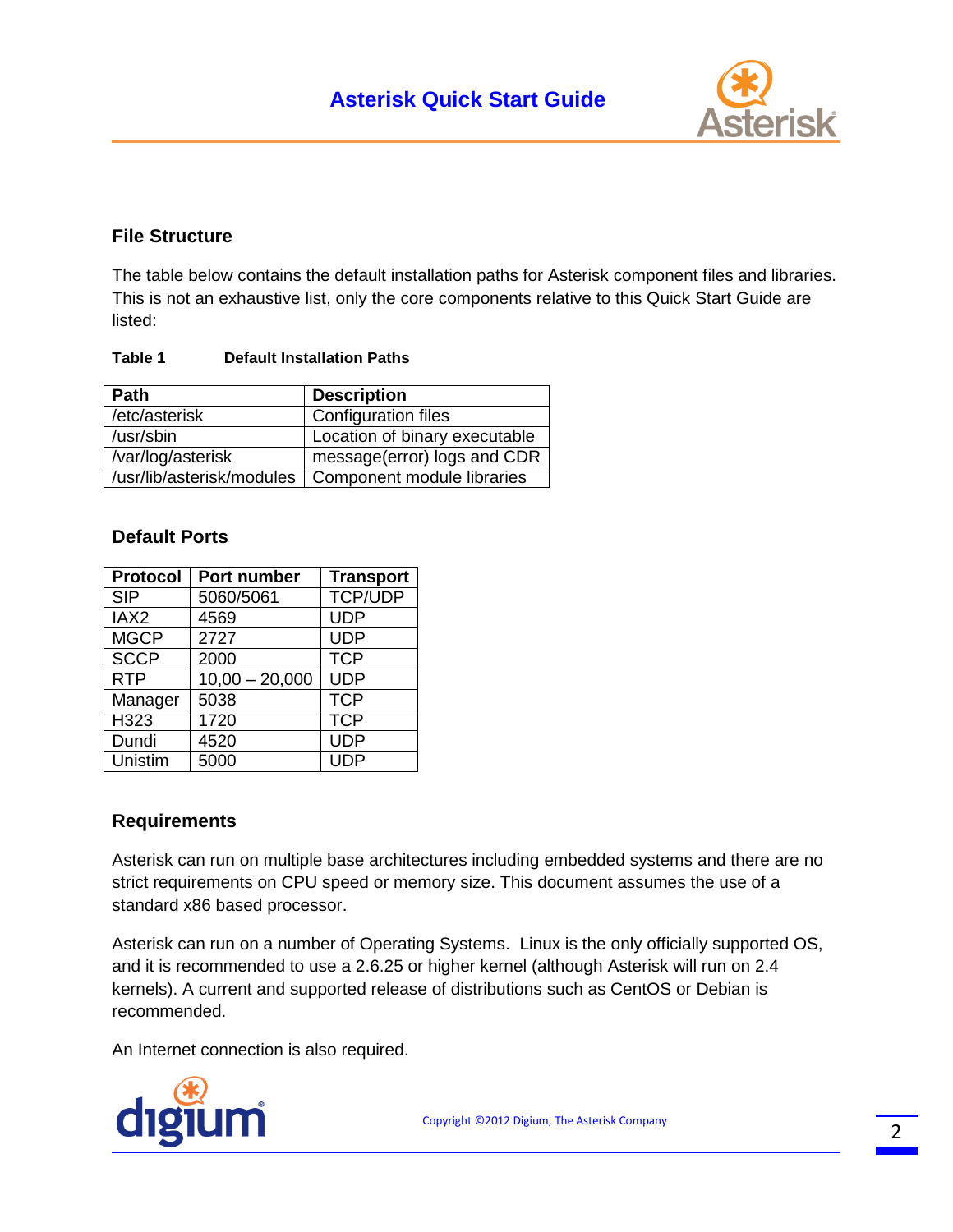## File Structure

The table below contains the default installation paths for Asterisk component files and libraries. This is not an exhaustive list, only the core components relative to this Quick Start Guide are listed:

**Table 1 Default Installation Paths**

| Path | Description |
|---|---|
| /etc/asterisk | Configuration files |
| /usr/sbin | Location of binary executable |
| /var/log/asterisk | message(error) logs and CDR |
| /usr/lib/asterisk/modules | Component module libraries |

## Default Ports

| Protocol | Port number | Transport |
|---|---|---|
| SIP | 5060/5061 | TCP/UDP |
| IAX2 | 4569 | UDP |
| MGCP | 2727 | UDP |
| SCCP | 2000 | TCP |
| RTP | 10,00 – 20,000 | UDP |
| Manager | 5038 | TCP |
| H323 | 1720 | TCP |
| Dundi | 4520 | UDP |
| Unistim | 5000 | UDP |

## Requirements

Asterisk can run on multiple base architectures including embedded systems and there are no strict requirements on CPU speed or memory size. This document assumes the use of a standard x86 based processor.

Asterisk can run on a number of Operating Systems. Linux is the only officially supported OS, and it is recommended to use a 2.6.25 or higher kernel (although Asterisk will run on 2.4 kernels). A current and supported release of distributions such as CentOS or Debian is recommended.

An Internet connection is also required.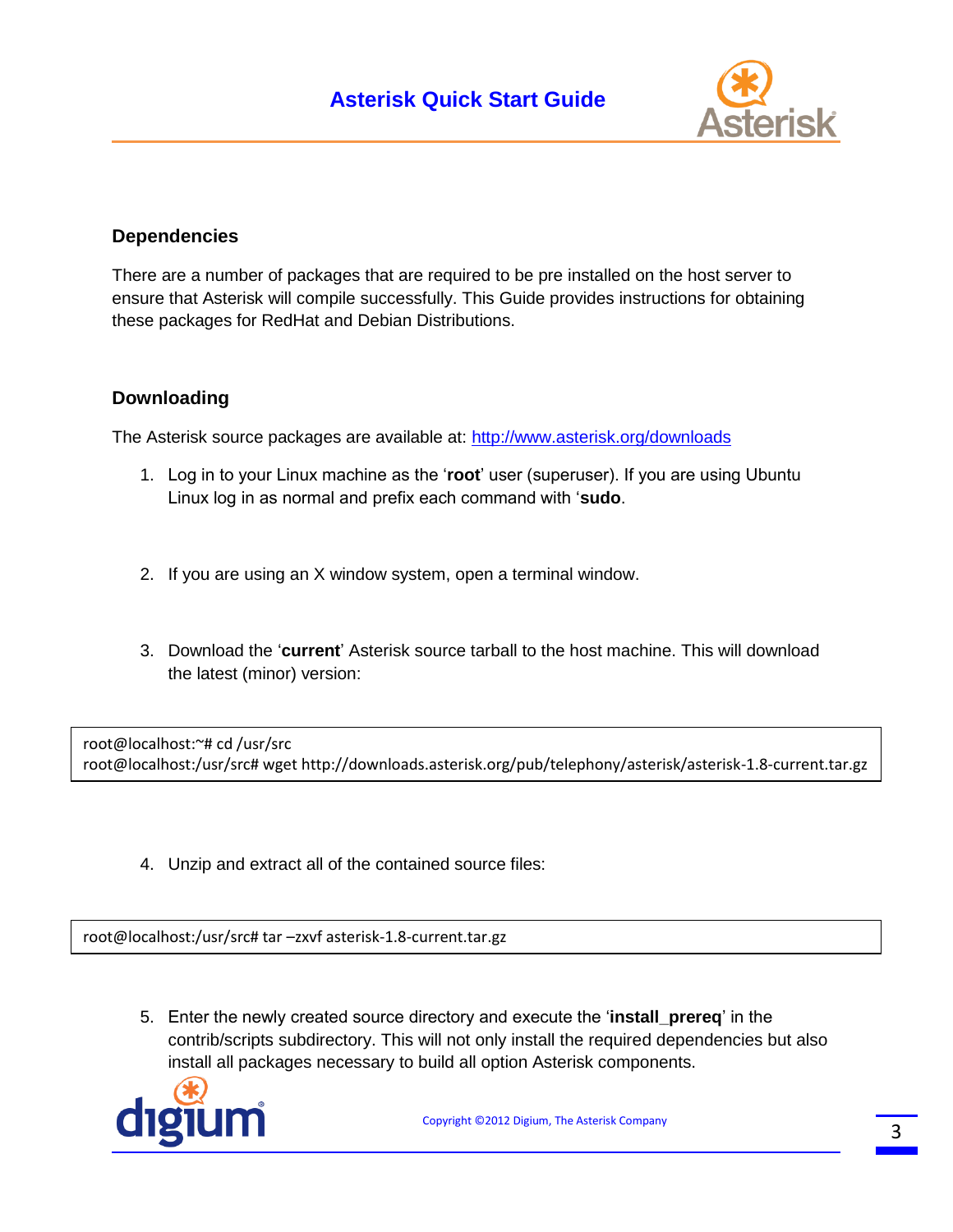## Dependencies

There are a number of packages that are required to be pre installed on the host server to ensure that Asterisk will compile successfully. This Guide provides instructions for obtaining these packages for RedHat and Debian Distributions.

## Downloading

The Asterisk source packages are available at: [http://www.asterisk.org/downloads](http://www.asterisk.org/downloads)

1. Log in to your Linux machine as the '**root**' user (superuser). If you are using Ubuntu Linux log in as normal and prefix each command with '**sudo**.

2. If you are using an X window system, open a terminal window.

3. Download the '**current**' Asterisk source tarball to the host machine. This will download the latest (minor) version:

```
root@localhost:~# cd /usr/src
root@localhost:/usr/src# wget http://downloads.asterisk.org/pub/telephony/asterisk/asterisk-1.8-current.tar.gz
```

4. Unzip and extract all of the contained source files:

```
root@localhost:/usr/src# tar –zxvf asterisk-1.8-current.tar.gz
```

5. Enter the newly created source directory and execute the '**install_prereq**' in the contrib/scripts subdirectory. This will not only install the required dependencies but also install all packages necessary to build all option Asterisk components.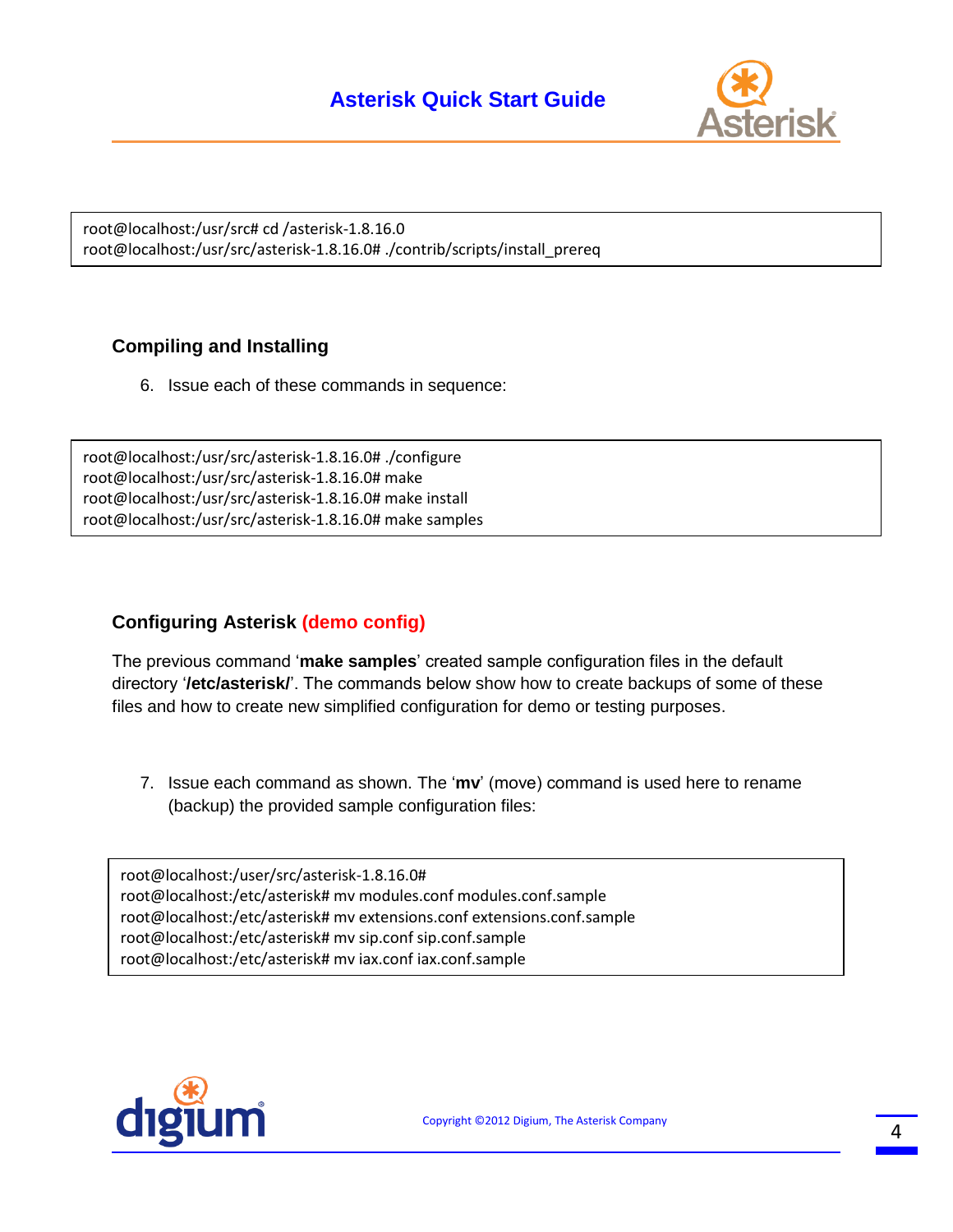```
root@localhost:/usr/src# cd /asterisk-1.8.16.0
root@localhost:/usr/src/asterisk-1.8.16.0# ./contrib/scripts/install_prereq
```

### Compiling and Installing

6. Issue each of these commands in sequence:

```
root@localhost:/usr/src/asterisk-1.8.16.0# ./configure
root@localhost:/usr/src/asterisk-1.8.16.0# make
root@localhost:/usr/src/asterisk-1.8.16.0# make install
root@localhost:/usr/src/asterisk-1.8.16.0# make samples
```

### Configuring Asterisk (demo config)

The previous command '**make samples**' created sample configuration files in the default directory '**/etc/asterisk/**'. The commands below show how to create backups of some of these files and how to create new simplified configuration for demo or testing purposes.

7. Issue each command as shown. The '**mv**' (move) command is used here to rename (backup) the provided sample configuration files:

```
root@localhost:/user/src/asterisk-1.8.16.0#
root@localhost:/etc/asterisk# mv modules.conf modules.conf.sample
root@localhost:/etc/asterisk# mv extensions.conf extensions.conf.sample
root@localhost:/etc/asterisk# mv sip.conf sip.conf.sample
root@localhost:/etc/asterisk# mv iax.conf iax.conf.sample
```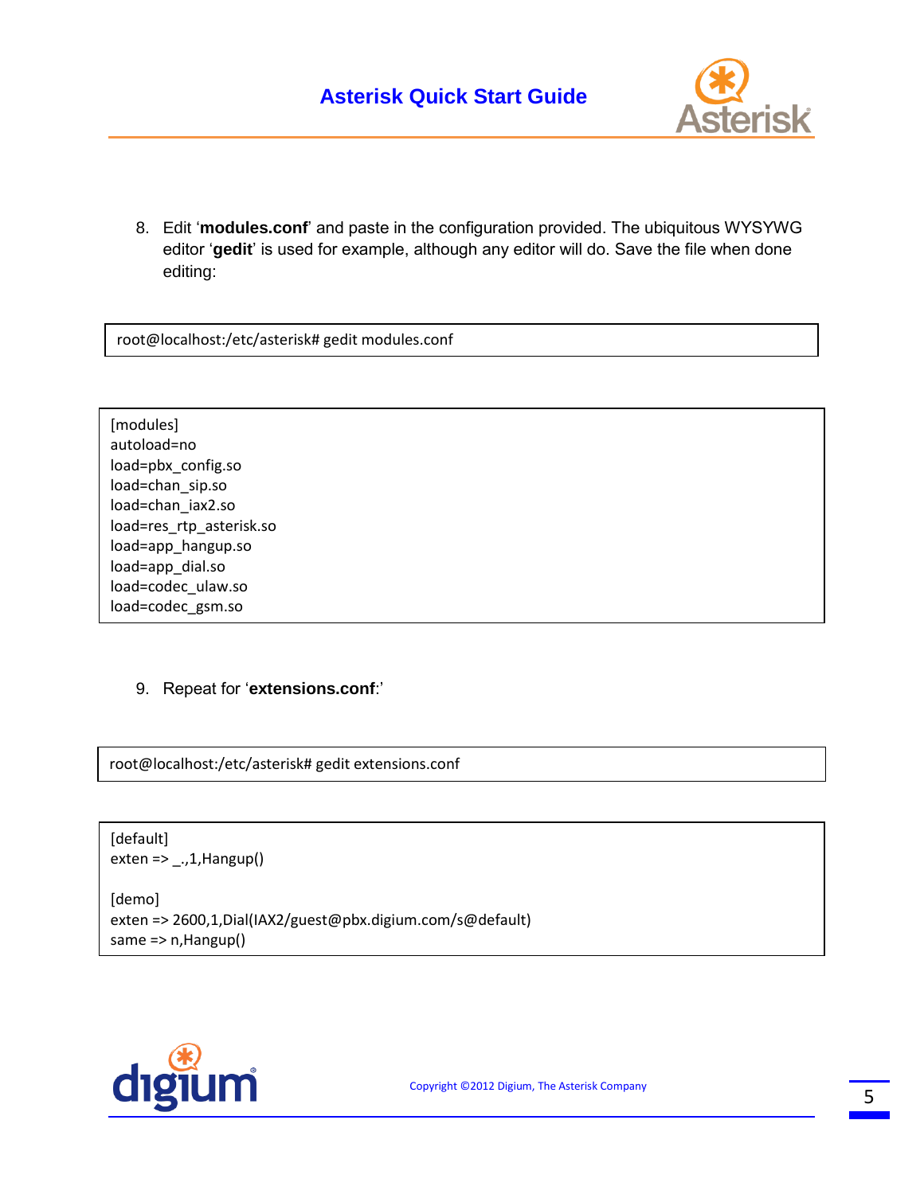8. Edit '**modules.conf**' and paste in the configuration provided. The ubiquitous WYSYWG editor '**gedit**' is used for example, although any editor will do. Save the file when done editing:

```
root@localhost:/etc/asterisk# gedit modules.conf
```

```
[modules]
autoload=no
load=pbx_config.so
load=chan_sip.so
load=chan_iax2.so
load=res_rtp_asterisk.so
load=app_hangup.so
load=app_dial.so
load=codec_ulaw.so
load=codec_gsm.so
```

9. Repeat for '**extensions.conf**:'

```
root@localhost:/etc/asterisk# gedit extensions.conf
```

```
[default]
exten => _.,1,Hangup()

[demo]
exten => 2600,1,Dial(IAX2/guest@pbx.digium.com/s@default)
same => n,Hangup()
```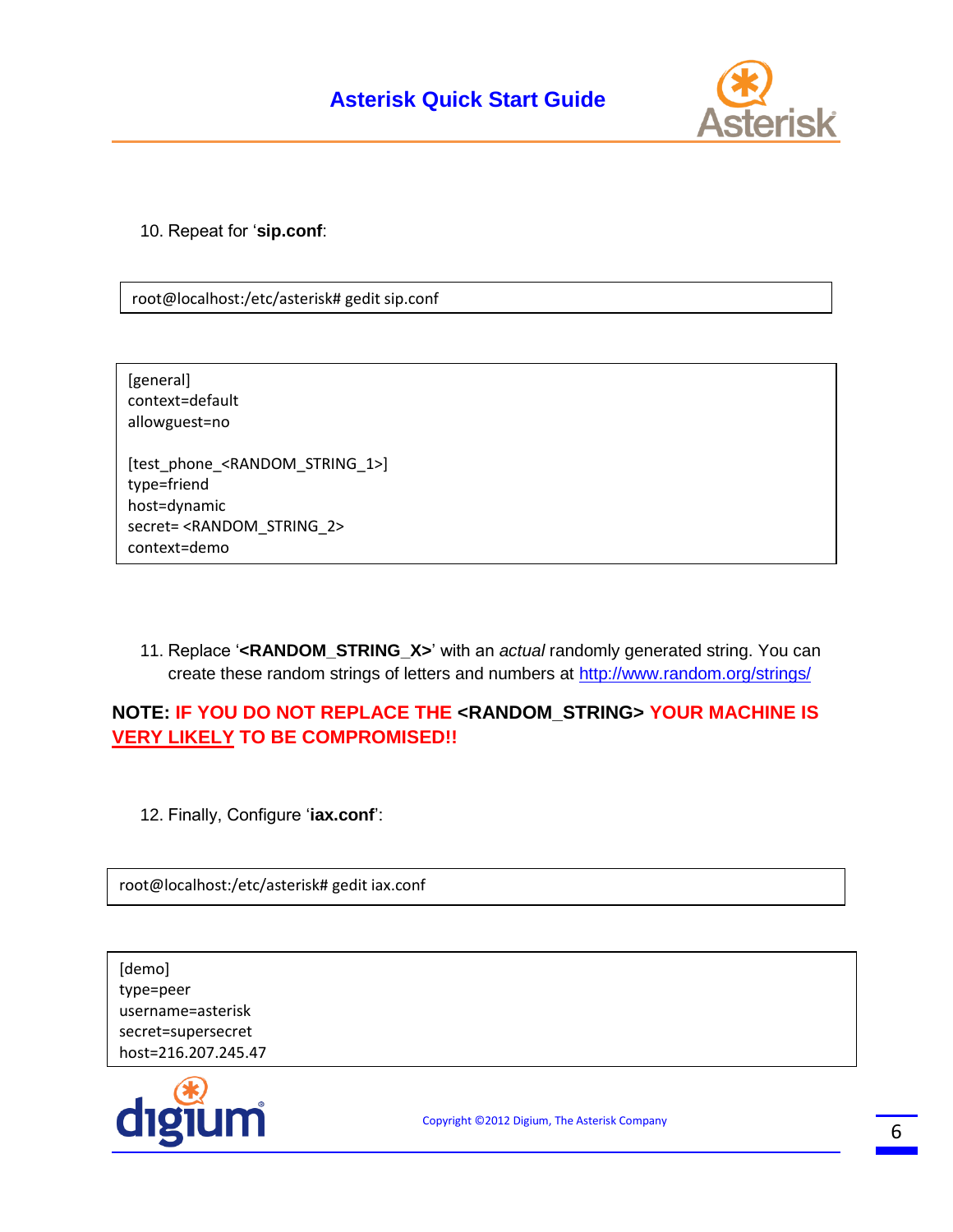10. Repeat for '**sip.conf**:

```
root@localhost:/etc/asterisk# gedit sip.conf
```

```
[general]
context=default
allowguest=no

[test_phone_<RANDOM_STRING_1>]
type=friend
host=dynamic
secret= <RANDOM_STRING_2>
context=demo
```

11. Replace '**<RANDOM_STRING_X>**' with an *actual* randomly generated string. You can create these random strings of letters and numbers at http://www.random.org/strings/

**NOTE: IF YOU DO NOT REPLACE THE <RANDOM_STRING> YOUR MACHINE IS VERY LIKELY TO BE COMPROMISED!!**

12. Finally, Configure '**iax.conf**':

```
root@localhost:/etc/asterisk# gedit iax.conf
```

```
[demo]
type=peer
username=asterisk
secret=supersecret
host=216.207.245.47
```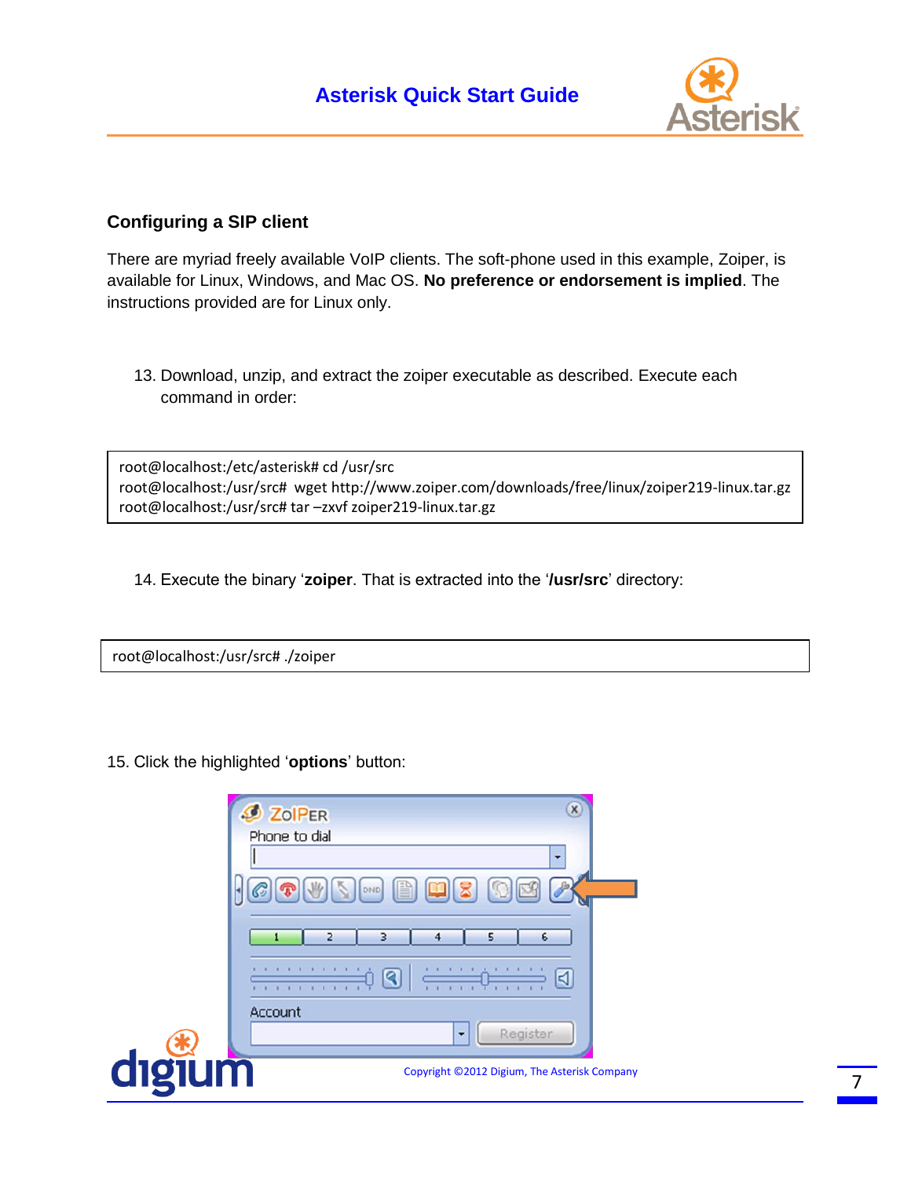## Configuring a SIP client

There are myriad freely available VoIP clients. The soft-phone used in this example, Zoiper, is available for Linux, Windows, and Mac OS. **No preference or endorsement is implied**. The instructions provided are for Linux only.

13. Download, unzip, and extract the zoiper executable as described. Execute each command in order:

```
root@localhost:/etc/asterisk# cd /usr/src
root@localhost:/usr/src#  wget http://www.zoiper.com/downloads/free/linux/zoiper219-linux.tar.gz
root@localhost:/usr/src# tar –zxvf zoiper219-linux.tar.gz
```

14. Execute the binary '**zoiper**. That is extracted into the '**/usr/src**' directory:

```
root@localhost:/usr/src# ./zoiper
```

15. Click the highlighted '**options**' button: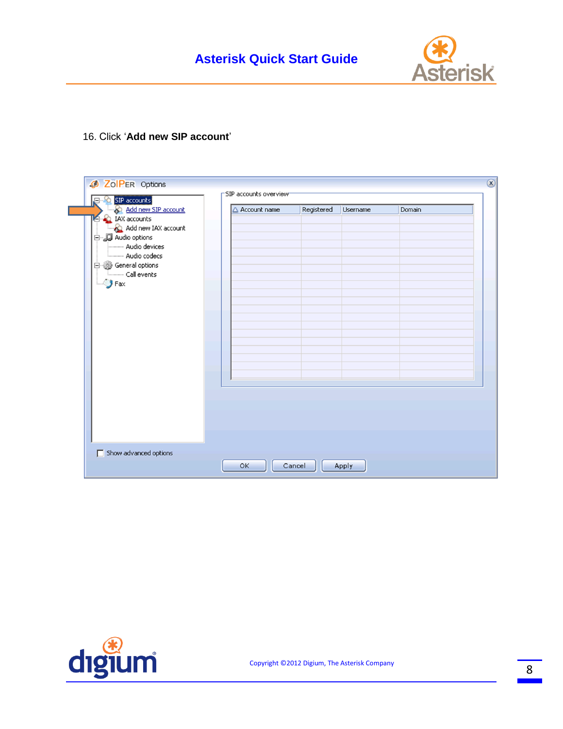16. Click ‘**Add new SIP account**’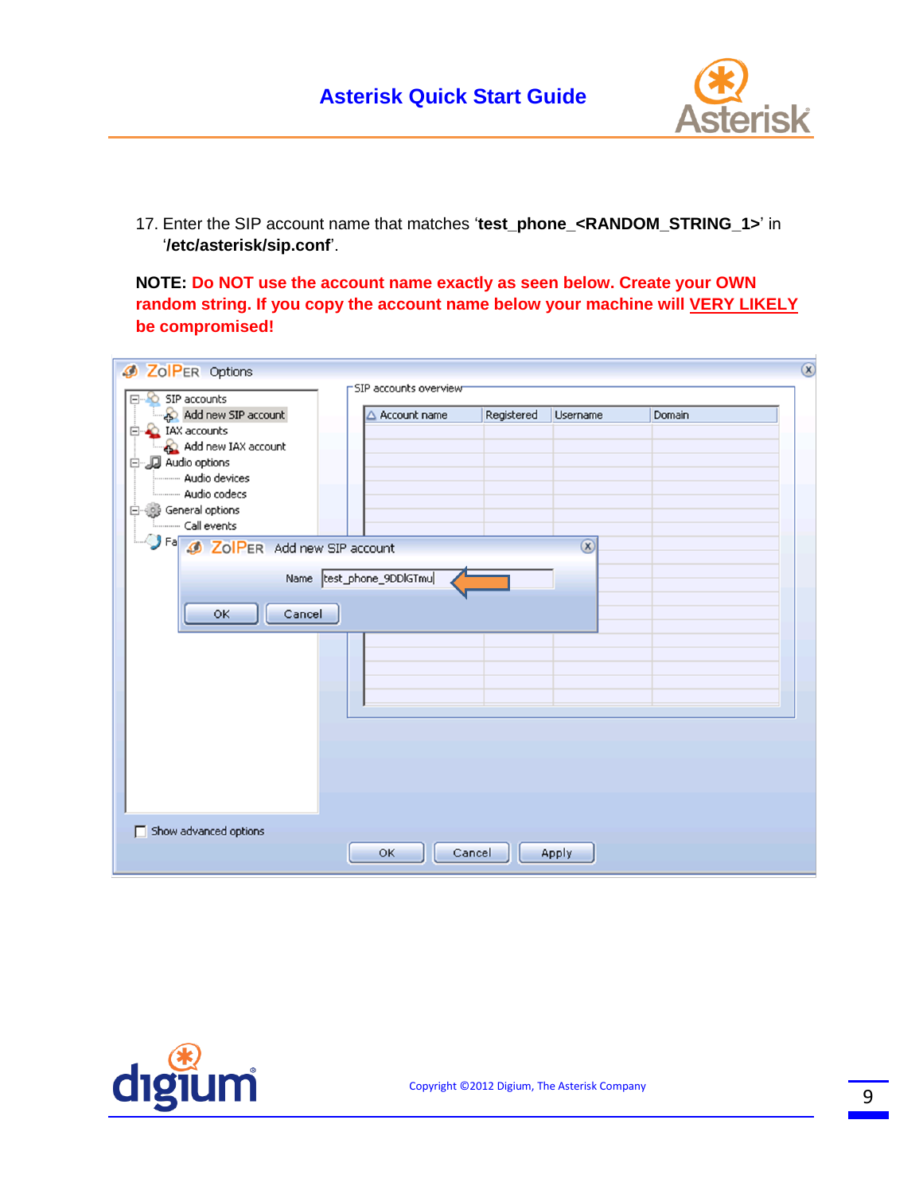17. Enter the SIP account name that matches '**test_phone_<RANDOM_STRING_1>**' in '**/etc/asterisk/sip.conf**'.

**NOTE: Do NOT use the account name exactly as seen below. Create your OWN random string. If you copy the account name below your machine will VERY LIKELY be compromised!**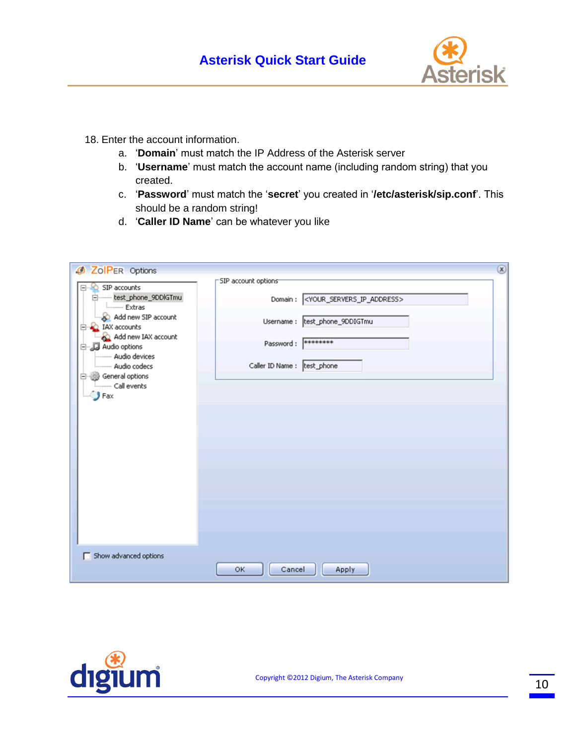18. Enter the account information.
    a. '**Domain**' must match the IP Address of the Asterisk server
    b. '**Username**' must match the account name (including random string) that you created.
    c. '**Password**' must match the '**secret**' you created in '**/etc/asterisk/sip.conf**'. This should be a random string!
    d. '**Caller ID Name**' can be whatever you like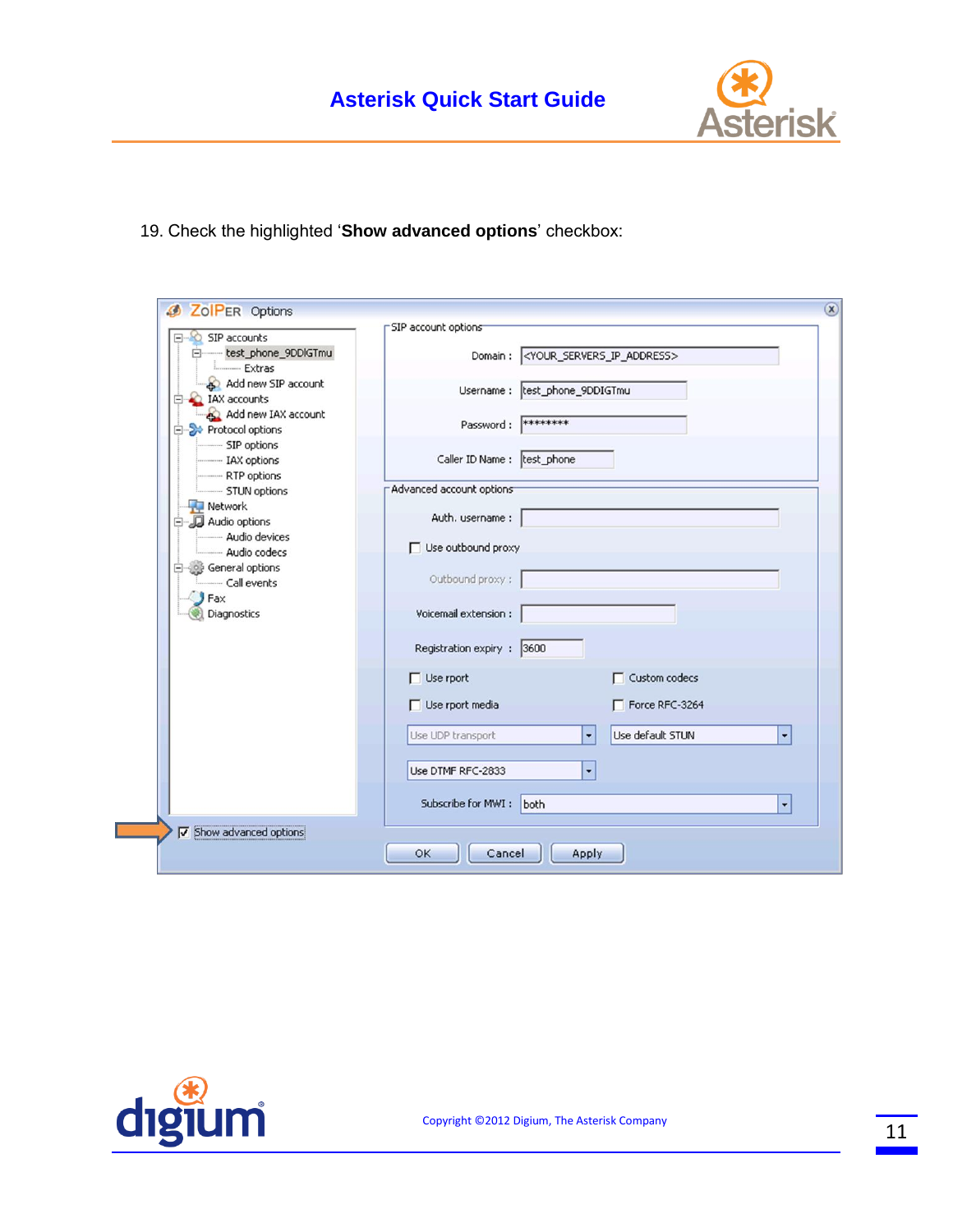19. Check the highlighted '**Show advanced options**' checkbox: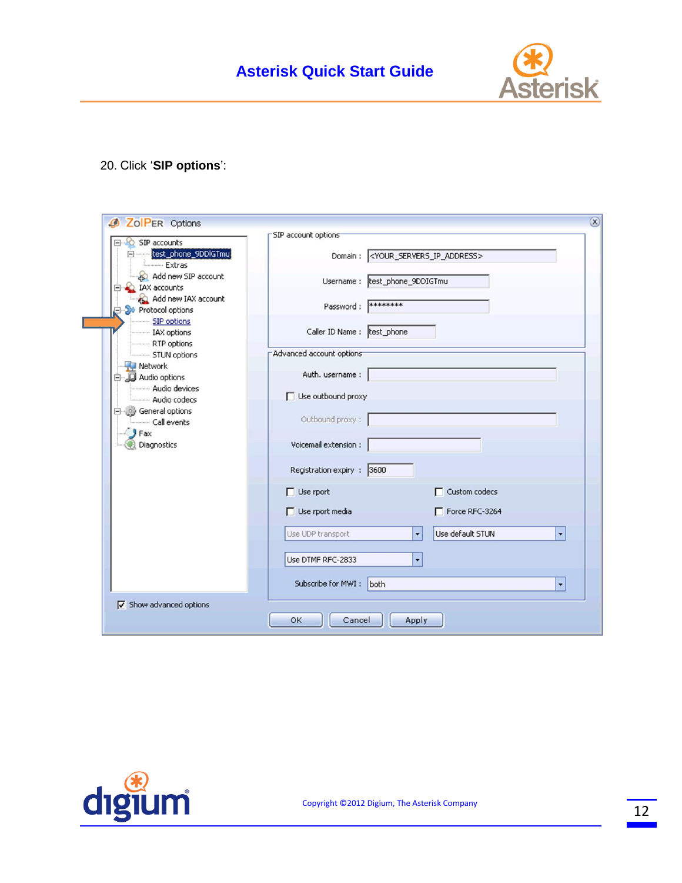20. Click '**SIP options**':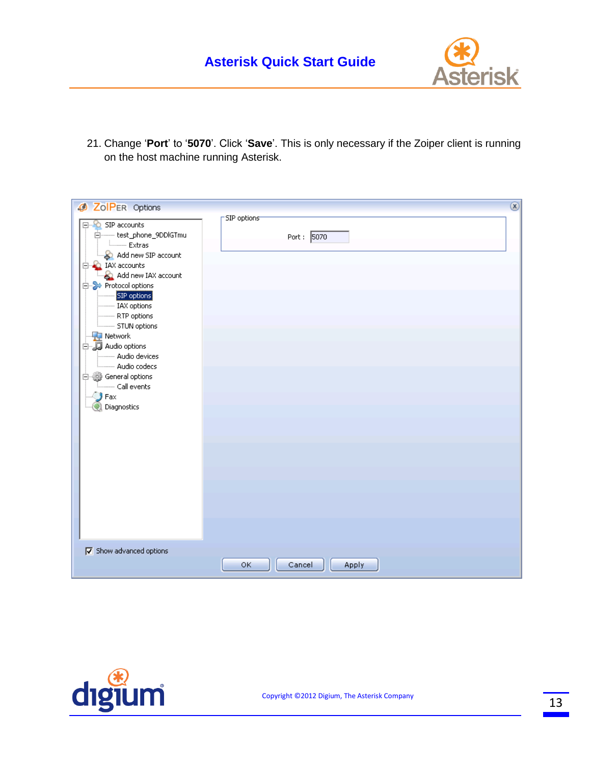21. Change '**Port**' to '**5070**'. Click '**Save**'. This is only necessary if the Zoiper client is running on the host machine running Asterisk.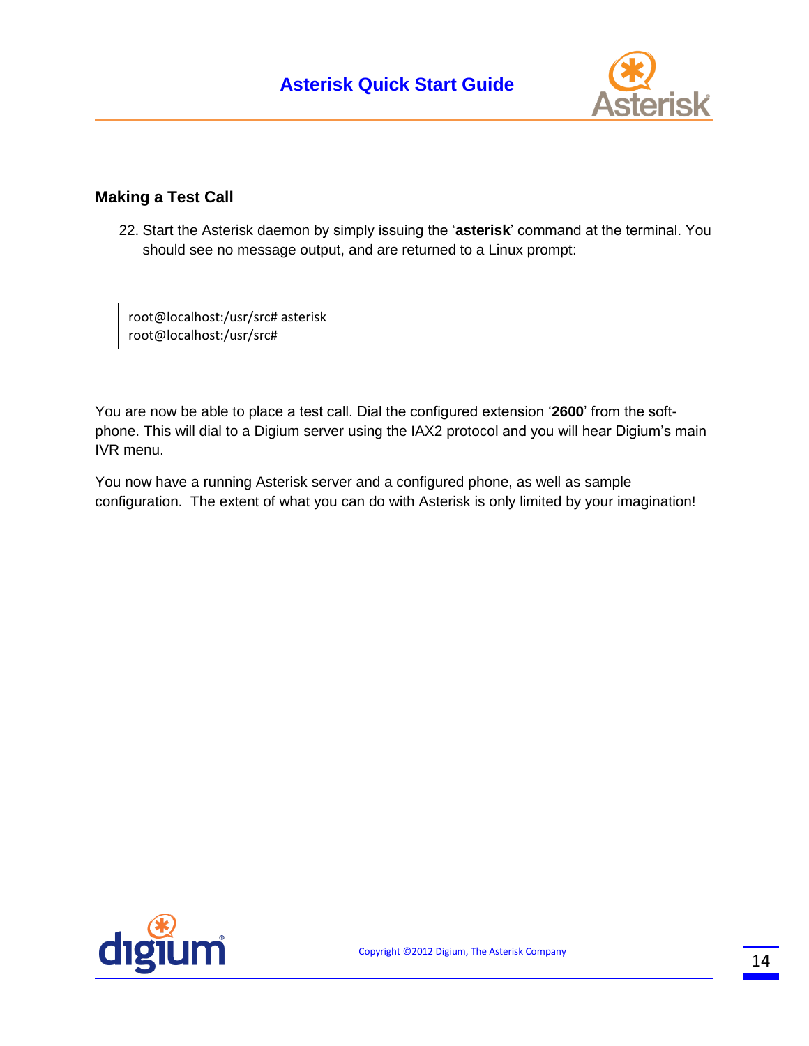## Making a Test Call

22. Start the Asterisk daemon by simply issuing the ‘**asterisk**’ command at the terminal. You should see no message output, and are returned to a Linux prompt:

```
root@localhost:/usr/src# asterisk
root@localhost:/usr/src#
```

You are now be able to place a test call. Dial the configured extension ‘**2600**’ from the soft-phone. This will dial to a Digium server using the IAX2 protocol and you will hear Digium’s main IVR menu.

You now have a running Asterisk server and a configured phone, as well as sample configuration. The extent of what you can do with Asterisk is only limited by your imagination!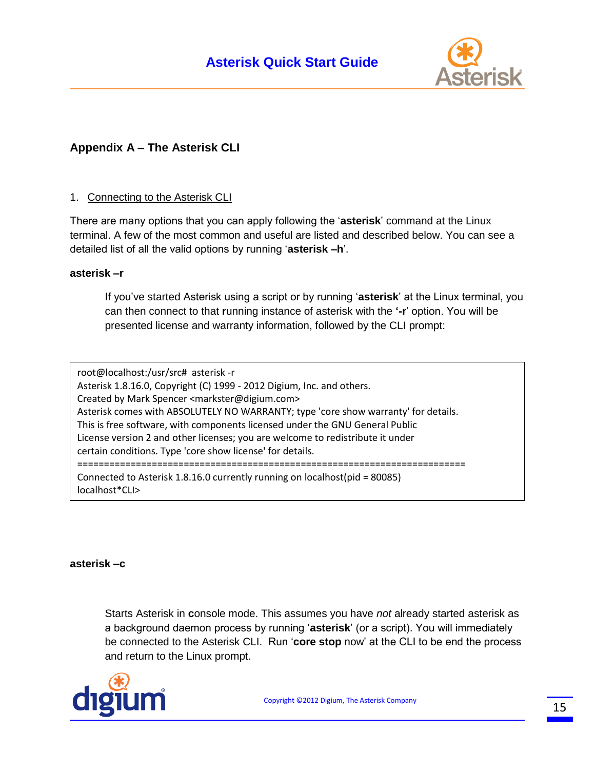## Appendix A – The Asterisk CLI

1. Connecting to the Asterisk CLI

There are many options that you can apply following the '**asterisk**' command at the Linux terminal. A few of the most common and useful are listed and described below. You can see a detailed list of all the valid options by running '**asterisk –h**'.

**asterisk –r**

If you've started Asterisk using a script or by running '**asterisk**' at the Linux terminal, you can then connect to that **r**unning instance of asterisk with the '**-r**' option. You will be presented license and warranty information, followed by the CLI prompt:

```
root@localhost:/usr/src#  asterisk -r
Asterisk 1.8.16.0, Copyright (C) 1999 - 2012 Digium, Inc. and others.
Created by Mark Spencer <markster@digium.com>
Asterisk comes with ABSOLUTELY NO WARRANTY; type 'core show warranty' for details.
This is free software, with components licensed under the GNU General Public
License version 2 and other licenses; you are welcome to redistribute it under
certain conditions. Type 'core show license' for details.
=========================================================================
Connected to Asterisk 1.8.16.0 currently running on localhost(pid = 80085)
localhost*CLI>
```

**asterisk –c**

Starts Asterisk in **c**onsole mode. This assumes you have *not* already started asterisk as a background daemon process by running '**asterisk**' (or a script). You will immediately be connected to the Asterisk CLI. Run '**core stop** now' at the CLI to be end the process and return to the Linux prompt.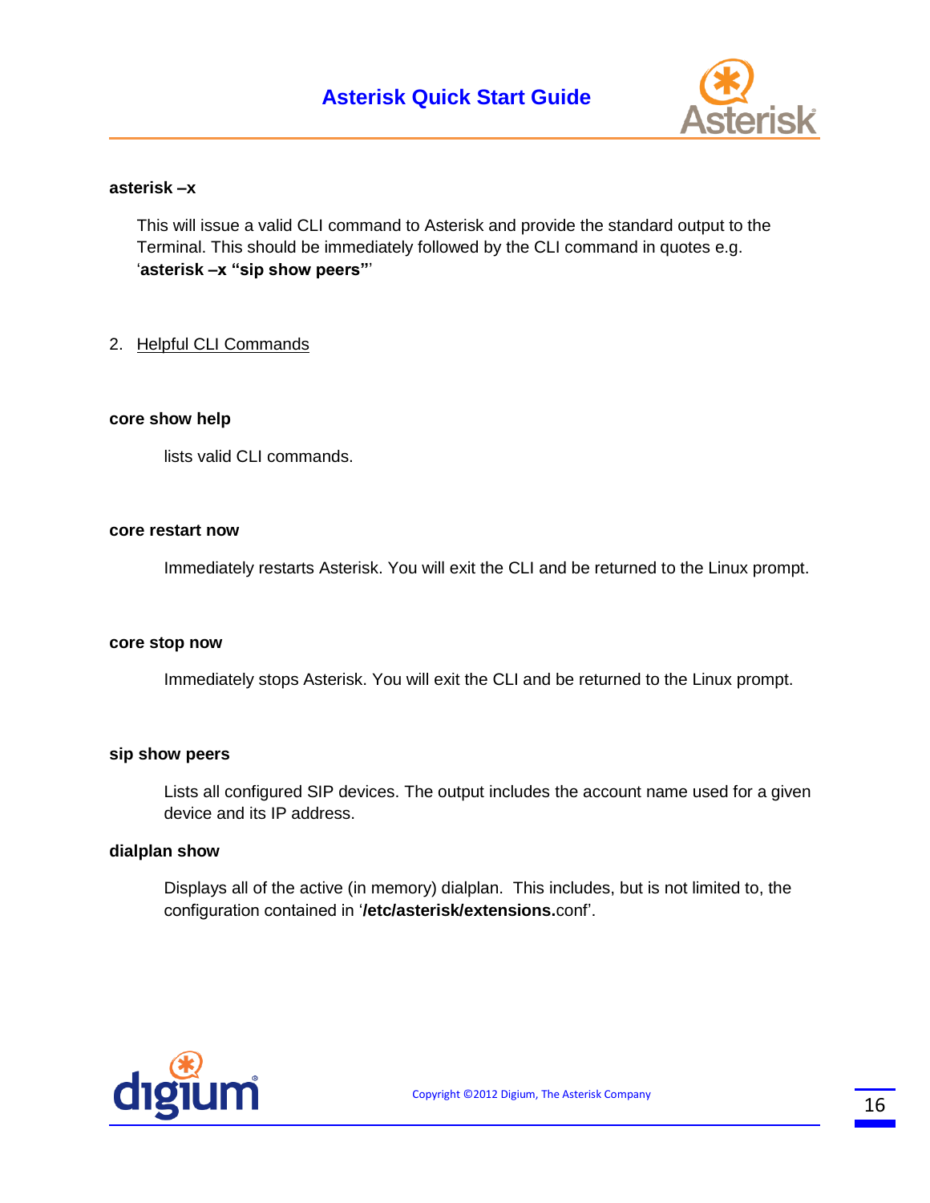**asterisk –x**

This will issue a valid CLI command to Asterisk and provide the standard output to the Terminal. This should be immediately followed by the CLI command in quotes e.g. '**asterisk –x "sip show peers"**'

2. Helpful CLI Commands

**core show help**

lists valid CLI commands.

**core restart now**

Immediately restarts Asterisk. You will exit the CLI and be returned to the Linux prompt.

**core stop now**

Immediately stops Asterisk. You will exit the CLI and be returned to the Linux prompt.

**sip show peers**

Lists all configured SIP devices. The output includes the account name used for a given device and its IP address.

**dialplan show**

Displays all of the active (in memory) dialplan. This includes, but is not limited to, the configuration contained in '**/etc/asterisk/extensions.**conf'.